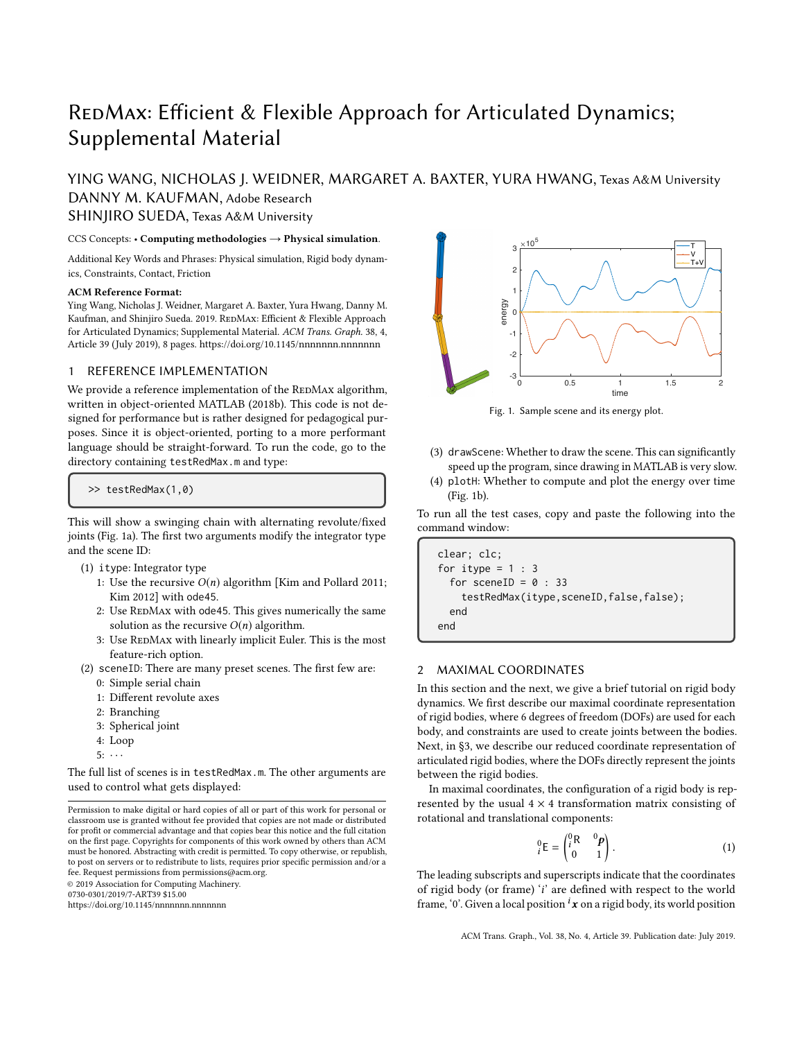# RedMax: Efficient & Flexible Approach for Articulated Dynamics; Supplemental Material

YING WANG, NICHOLAS J. WEIDNER, MARGARET A. BAXTER, YURA HWANG, Texas A&M University
DANNY M. KAUFMAN, Adobe Research
SHINJIRO SUEDA, Texas A&M University

CCS Concepts: • **Computing methodologies** → **Physical simulation**.

Additional Key Words and Phrases: Physical simulation, Rigid body dynamics, Constraints, Contact, Friction

**ACM Reference Format:**
Ying Wang, Nicholas J. Weidner, Margaret A. Baxter, Yura Hwang, Danny M. Kaufman, and Shinjiro Sueda. 2019. RedMax: Efficient & Flexible Approach for Articulated Dynamics; Supplemental Material. *ACM Trans. Graph.* 38, 4, Article 39 (July 2019), 8 pages. https://doi.org/10.1145/nnnnnnn.nnnnnnn

## 1 REFERENCE IMPLEMENTATION

We provide a reference implementation of the RedMax algorithm, written in object-oriented MATLAB (2018b). This code is not designed for performance but is rather designed for pedagogical purposes. Since it is object-oriented, porting to a more performant language should be straight-forward. To run the code, go to the directory containing `testRedMax.m` and type:

```
>> testRedMax(1,0)
```

This will show a swinging chain with alternating revolute/fixed joints (Fig. 1a). The first two arguments modify the integrator type and the scene ID:

(1) `itype`: Integrator type
  1: Use the recursive $O(n)$ algorithm [Kim and Pollard 2011; Kim 2012] with `ode45`.
  2: Use RedMax with `ode45`. This gives numerically the same solution as the recursive $O(n)$ algorithm.
  3: Use RedMax with linearly implicit Euler. This is the most feature-rich option.

(2) `sceneID`: There are many preset scenes. The first few are:
  0: Simple serial chain
  1: Different revolute axes
  2: Branching
  3: Spherical joint
  4: Loop
  5: $\cdots$

The full list of scenes is in `testRedMax.m`. The other arguments are used to control what gets displayed:

Fig. 1. Sample scene and its energy plot.

(3) `drawScene`: Whether to draw the scene. This can significantly speed up the program, since drawing in MATLAB is very slow.
(4) `plotH`: Whether to compute and plot the energy over time (Fig. 1b).

To run all the test cases, copy and paste the following into the command window:

```
clear; clc;
for itype = 1 : 3
  for sceneID = 0 : 33
    testRedMax(itype,sceneID,false,false);
  end
end
```

## 2 MAXIMAL COORDINATES

In this section and the next, we give a brief tutorial on rigid body dynamics. We first describe our maximal coordinate representation of rigid bodies, where 6 degrees of freedom (DOFs) are used for each body, and constraints are used to create joints between the bodies. Next, in §3, we describe our reduced coordinate representation of articulated rigid bodies, where the DOFs directly represent the joints between the rigid bodies.

In maximal coordinates, the configuration of a rigid body is represented by the usual $4 \times 4$ transformation matrix consisting of rotational and translational components:

$$
{}^0_i\mathrm{E} = \begin{pmatrix} {}^0_i\mathrm{R} & {}^0\boldsymbol{p} \\ 0 & 1 \end{pmatrix}. \tag{1}
$$

The leading subscripts and superscripts indicate that the coordinates of rigid body (or frame) '$i$' are defined with respect to the world frame, '0'. Given a local position ${}^i\boldsymbol{x}$ on a rigid body, its world position

Permission to make digital or hard copies of all or part of this work for personal or classroom use is granted without fee provided that copies are not made or distributed for profit or commercial advantage and that copies bear this notice and the full citation on the first page. Copyrights for components of this work owned by others than ACM must be honored. Abstracting with credit is permitted. To copy otherwise, or republish, to post on servers or to redistribute to lists, requires prior specific permission and/or a fee. Request permissions from permissions@acm.org.
© 2019 Association for Computing Machinery.
0730-0301/2019/7-ART39 $15.00
https://doi.org/10.1145/nnnnnnn.nnnnnnn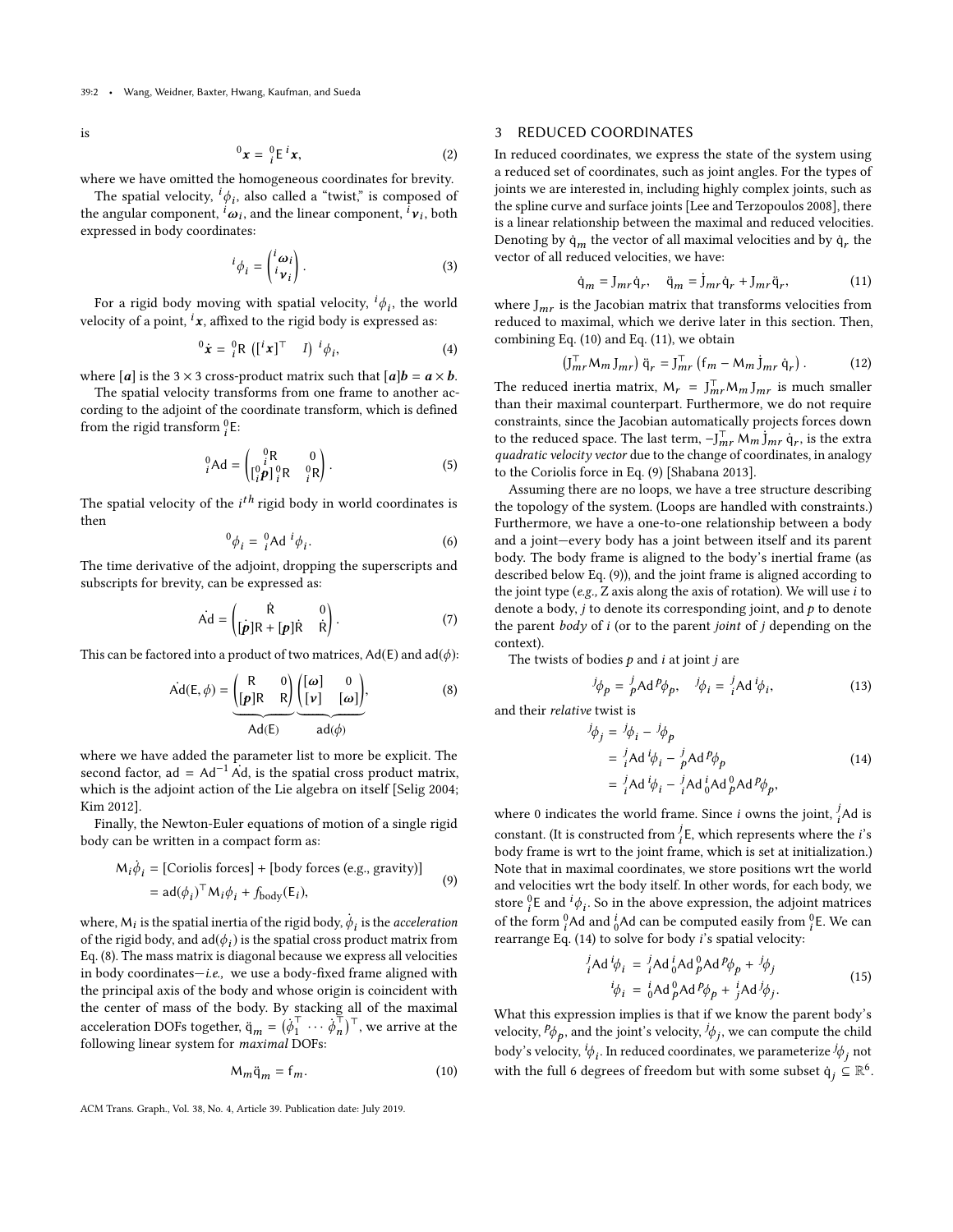is

$$
{}^{0}\boldsymbol{x} = {}^{0}_{i}\mathsf{E}\,{}^{i}\boldsymbol{x}, \tag{2}
$$

where we have omitted the homogeneous coordinates for brevity.

The spatial velocity, ${}^{i}\phi_{i}$, also called a "twist," is composed of the angular component, ${}^{i}\boldsymbol{\omega}_{i}$, and the linear component, ${}^{i}\boldsymbol{\nu}_{i}$, both expressed in body coordinates:

$$
{}^{i}\phi_{i} = \begin{pmatrix} {}^{i}\boldsymbol{\omega}_{i} \\ {}^{i}\boldsymbol{\nu}_{i} \end{pmatrix}. \tag{3}
$$

For a rigid body moving with spatial velocity, ${}^{i}\phi_{i}$, the world velocity of a point, ${}^{i}\boldsymbol{x}$, affixed to the rigid body is expressed as:

$$
{}^{0}\dot{\boldsymbol{x}} = {}^{0}_{i}\mathsf{R}\left([{}^{i}\boldsymbol{x}]^{\top} \quad I\right)\,{}^{i}\phi_{i}, \tag{4}
$$

where $[\boldsymbol{a}]$ is the $3 \times 3$ cross-product matrix such that $[\boldsymbol{a}]\boldsymbol{b} = \boldsymbol{a} \times \boldsymbol{b}$.

The spatial velocity transforms from one frame to another according to the adjoint of the coordinate transform, which is defined from the rigid transform ${}^{0}_{i}\mathsf{E}$:

$$
{}^{0}_{i}\mathsf{Ad} = \begin{pmatrix} {}^{0}_{i}\mathsf{R} & 0 \\ [{}^{0}_{i}\boldsymbol{p}]\,{}^{0}_{i}\mathsf{R} & {}^{0}_{i}\mathsf{R} \end{pmatrix}. \tag{5}
$$

The spatial velocity of the $i^{th}$ rigid body in world coordinates is then

$$
{}^{0}\phi_{i} = {}^{0}_{i}\mathsf{Ad}\,{}^{i}\phi_{i}. \tag{6}
$$

The time derivative of the adjoint, dropping the superscripts and subscripts for brevity, can be expressed as:

$$
\dot{\mathsf{Ad}} = \begin{pmatrix} \dot{\mathsf{R}} & 0 \\ [\dot{\boldsymbol{p}}]\mathsf{R} + [\boldsymbol{p}]\dot{\mathsf{R}} & \dot{\mathsf{R}} \end{pmatrix}. \tag{7}
$$

This can be factored into a product of two matrices, $\mathsf{Ad}(\mathsf{E})$ and $\mathsf{ad}(\phi)$:

$$
\dot{\mathsf{Ad}}(\mathsf{E}, \phi) = \underbrace{\begin{pmatrix} \mathsf{R} & 0 \\ [\boldsymbol{p}]\mathsf{R} & \mathsf{R} \end{pmatrix}}_{\mathsf{Ad}(\mathsf{E})} \underbrace{\begin{pmatrix} [\boldsymbol{\omega}] & 0 \\ [\boldsymbol{\nu}] & [\boldsymbol{\omega}] \end{pmatrix}}_{\mathsf{ad}(\phi)}, \tag{8}
$$

where we have added the parameter list to more be explicit. The second factor, $\mathsf{ad} = \mathsf{Ad}^{-1}\,\dot{\mathsf{Ad}}$, is the spatial cross product matrix, which is the adjoint action of the Lie algebra on itself [Selig 2004; Kim 2012].

Finally, the Newton-Euler equations of motion of a single rigid body can be written in a compact form as:

$$
\begin{aligned}
\mathsf{M}_{i}\dot{\phi}_{i} &= [\text{Coriolis forces}] + [\text{body forces (e.g., gravity)}] \\
&= \mathsf{ad}(\phi_{i})^{\top}\mathsf{M}_{i}\phi_{i} + f_{\text{body}}(\mathsf{E}_{i}),
\end{aligned} \tag{9}
$$

where, $\mathsf{M}_{i}$ is the spatial inertia of the rigid body, $\dot{\phi}_{i}$ is the *acceleration* of the rigid body, and $\mathsf{ad}(\phi_{i})$ is the spatial cross product matrix from Eq. (8). The mass matrix is diagonal because we express all velocities in body coordinates—*i.e.,* we use a body-fixed frame aligned with the principal axis of the body and whose origin is coincident with the center of mass of the body. By stacking all of the maximal acceleration DOFs together, $\ddot{\mathsf{q}}_{m} = (\dot{\phi}_{1}^{\top} \cdots \dot{\phi}_{n}^{\top})^{\top}$, we arrive at the following linear system for *maximal* DOFs:

$$
\mathsf{M}_{m}\ddot{\mathsf{q}}_{m} = \mathsf{f}_{m}. \tag{10}
$$

## 3 REDUCED COORDINATES

In reduced coordinates, we express the state of the system using a reduced set of coordinates, such as joint angles. For the types of joints we are interested in, including highly complex joints, such as the spline curve and surface joints [Lee and Terzopoulos 2008], there is a linear relationship between the maximal and reduced velocities. Denoting by $\dot{\mathsf{q}}_{m}$ the vector of all maximal velocities and by $\dot{\mathsf{q}}_{r}$ the vector of all reduced velocities, we have:

$$
\dot{\mathsf{q}}_{m} = \mathsf{J}_{mr}\dot{\mathsf{q}}_{r}, \quad \ddot{\mathsf{q}}_{m} = \dot{\mathsf{J}}_{mr}\dot{\mathsf{q}}_{r} + \mathsf{J}_{mr}\ddot{\mathsf{q}}_{r}, \tag{11}
$$

where $\mathsf{J}_{mr}$ is the Jacobian matrix that transforms velocities from reduced to maximal, which we derive later in this section. Then, combining Eq. (10) and Eq. (11), we obtain

$$
\left(\mathsf{J}_{mr}^{\top}\mathsf{M}_{m}\mathsf{J}_{mr}\right)\ddot{\mathsf{q}}_{r} = \mathsf{J}_{mr}^{\top}\left(\mathsf{f}_{m} - \mathsf{M}_{m}\dot{\mathsf{J}}_{mr}\dot{\mathsf{q}}_{r}\right). \tag{12}
$$

The reduced inertia matrix, $\mathsf{M}_{r} = \mathsf{J}_{mr}^{\top}\mathsf{M}_{m}\mathsf{J}_{mr}$ is much smaller than their maximal counterpart. Furthermore, we do not require constraints, since the Jacobian automatically projects forces down to the reduced space. The last term, $-\mathsf{J}_{mr}^{\top}\mathsf{M}_{m}\dot{\mathsf{J}}_{mr}\dot{\mathsf{q}}_{r}$, is the extra *quadratic velocity vector* due to the change of coordinates, in analogy to the Coriolis force in Eq. (9) [Shabana 2013].

Assuming there are no loops, we have a tree structure describing the topology of the system. (Loops are handled with constraints.) Furthermore, we have a one-to-one relationship between a body and a joint—every body has a joint between itself and its parent body. The body frame is aligned to the body's inertial frame (as described below Eq. (9)), and the joint frame is aligned according to the joint type (*e.g.,* Z axis along the axis of rotation). We will use $i$ to denote a body, $j$ to denote its corresponding joint, and $p$ to denote the parent *body* of $i$ (or to the parent *joint* of $j$ depending on the context).

The twists of bodies $p$ and $i$ at joint $j$ are

$$
{}^{j}\phi_{p} = {}^{j}_{p}\mathsf{Ad}\,{}^{p}\phi_{p}, \quad {}^{j}\phi_{i} = {}^{j}_{i}\mathsf{Ad}\,{}^{i}\phi_{i}, \tag{13}
$$

and their *relative* twist is

$$
\begin{aligned}
{}^{j}\phi_{j} &= {}^{j}\phi_{i} - {}^{j}\phi_{p} \\
&= {}^{j}_{i}\mathsf{Ad}\,{}^{i}\phi_{i} - {}^{j}_{p}\mathsf{Ad}\,{}^{p}\phi_{p} \\
&= {}^{j}_{i}\mathsf{Ad}\,{}^{i}\phi_{i} - {}^{j}_{i}\mathsf{Ad}\,{}^{i}_{0}\mathsf{Ad}\,{}^{0}_{p}\mathsf{Ad}\,{}^{p}\phi_{p},
\end{aligned} \tag{14}
$$

where 0 indicates the world frame. Since $i$ owns the joint, ${}^{j}_{i}\mathsf{Ad}$ is constant. (It is constructed from ${}^{j}_{i}\mathsf{E}$, which represents where the $i$'s body frame is wrt to the joint frame, which is set at initialization.) Note that in maximal coordinates, we store positions wrt the world and velocities wrt the body itself. In other words, for each body, we store ${}^{0}_{i}\mathsf{E}$ and ${}^{i}\phi_{i}$. So in the above expression, the adjoint matrices of the form ${}^{0}_{i}\mathsf{Ad}$ and ${}^{i}_{0}\mathsf{Ad}$ can be computed easily from ${}^{0}_{i}\mathsf{E}$. We can rearrange Eq. (14) to solve for body $i$'s spatial velocity:

$$
\begin{aligned}
{}^{j}_{i}\mathsf{Ad}\,{}^{i}\phi_{i} &= {}^{j}_{i}\mathsf{Ad}\,{}^{i}_{0}\mathsf{Ad}\,{}^{0}_{p}\mathsf{Ad}\,{}^{p}\phi_{p} + {}^{j}\phi_{j} \\
{}^{i}\phi_{i} &= {}^{i}_{0}\mathsf{Ad}\,{}^{0}_{p}\mathsf{Ad}\,{}^{p}\phi_{p} + {}^{i}_{j}\mathsf{Ad}\,{}^{j}\phi_{j}.
\end{aligned} \tag{15}
$$

What this expression implies is that if we know the parent body's velocity, ${}^{p}\phi_{p}$, and the joint's velocity, ${}^{j}\phi_{j}$, we can compute the child body's velocity, ${}^{i}\phi_{i}$. In reduced coordinates, we parameterize ${}^{j}\phi_{j}$ not with the full 6 degrees of freedom but with some subset $\dot{\mathsf{q}}_{j} \subseteq \mathbb{R}^{6}$.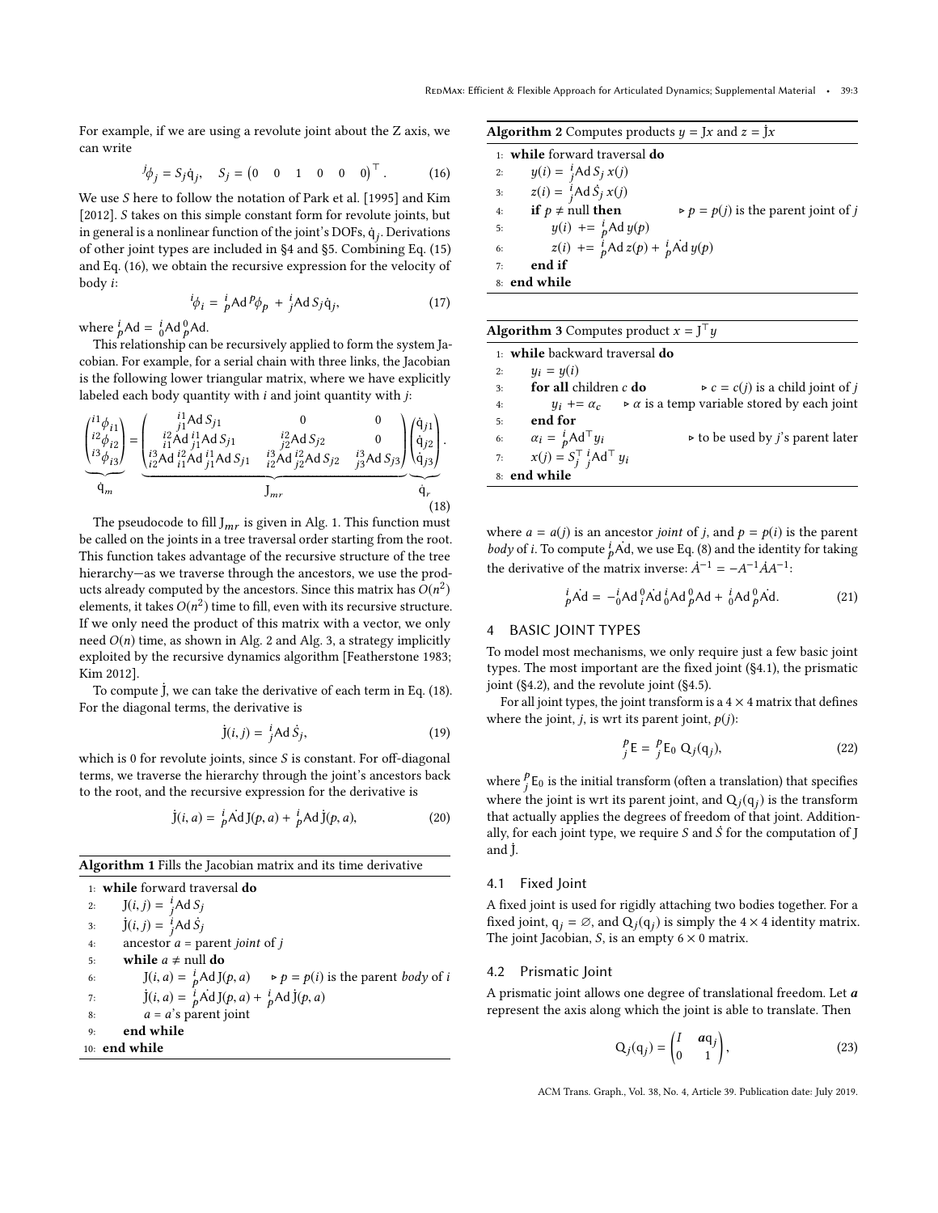For example, if we are using a revolute joint about the Z axis, we can write

$$ {}^{j}\phi_j = S_j \dot{q}_j, \quad S_j = \begin{pmatrix} 0 & 0 & 1 & 0 & 0 & 0 \end{pmatrix}^\top. \tag{16} $$

We use $S$ here to follow the notation of Park et al. [1995] and Kim [2012]. $S$ takes on this simple constant form for revolute joints, but in general is a nonlinear function of the joint's DOFs, $\dot{q}_j$. Derivations of other joint types are included in §4 and §5. Combining Eq. (15) and Eq. (16), we obtain the recursive expression for the velocity of body $i$:

$$ {}^{i}\phi_i = {}^{i}_{p}\mathrm{Ad}\, {}^{p}\phi_p + {}^{i}_{j}\mathrm{Ad}\, S_j \dot{q}_j, \tag{17} $$

where ${}^{i}_{p}\mathrm{Ad} = {}^{i}_{0}\mathrm{Ad}\, {}^{0}_{p}\mathrm{Ad}$.

This relationship can be recursively applied to form the system Jacobian. For example, for a serial chain with three links, the Jacobian is the following lower triangular matrix, where we have explicitly labeled each body quantity with $i$ and joint quantity with $j$:

$$ \underbrace{\begin{pmatrix} {}^{i1}\phi_{i1} \\ {}^{i2}\phi_{i2} \\ {}^{i3}\phi_{i3} \end{pmatrix}}_{\dot{q}_m} = \underbrace{\begin{pmatrix} {}^{i1}_{j1}\mathrm{Ad}\, S_{j1} & 0 & 0 \\ {}^{i2}_{i1}\mathrm{Ad}\, {}^{i1}_{j1}\mathrm{Ad}\, S_{j1} & {}^{i2}_{j2}\mathrm{Ad}\, S_{j2} & 0 \\ {}^{i3}_{i2}\mathrm{Ad}\, {}^{i2}_{i1}\mathrm{Ad}\, {}^{i1}_{j1}\mathrm{Ad}\, S_{j1} & {}^{i3}_{i2}\mathrm{Ad}\, {}^{i2}_{j2}\mathrm{Ad}\, S_{j2} & {}^{i3}_{j3}\mathrm{Ad}\, S_{j3} \end{pmatrix}}_{J_{mr}} \underbrace{\begin{pmatrix} \dot{q}_{j1} \\ \dot{q}_{j2} \\ \dot{q}_{j3} \end{pmatrix}}_{\dot{q}_r}. \tag{18} $$

The pseudocode to fill $J_{mr}$ is given in Alg. 1. This function must be called on the joints in a tree traversal order starting from the root. This function takes advantage of the recursive structure of the tree hierarchy—as we traverse through the ancestors, we use the products already computed by the ancestors. Since this matrix has $O(n^2)$ elements, it takes $O(n^2)$ time to fill, even with its recursive structure. If we only need the product of this matrix with a vector, we only need $O(n)$ time, as shown in Alg. 2 and Alg. 3, a strategy implicitly exploited by the recursive dynamics algorithm [Featherstone 1983; Kim 2012].

To compute $\dot{J}$, we can take the derivative of each term in Eq. (18). For the diagonal terms, the derivative is

$$ \dot{J}(i, j) = {}^{i}_{j}\mathrm{Ad}\, \dot{S}_j, \tag{19} $$

which is 0 for revolute joints, since $S$ is constant. For off-diagonal terms, we traverse the hierarchy through the joint's ancestors back to the root, and the recursive expression for the derivative is

$$ \dot{J}(i, a) = {}^{i}_{p}\dot{\mathrm{Ad}}\, J(p, a) + {}^{i}_{p}\mathrm{Ad}\, \dot{J}(p, a), \tag{20} $$

**Algorithm 1** Fills the Jacobian matrix and its time derivative

```
1:  while forward traversal do
2:      J(i, j) = ^i_j Ad S_j
3:      J̇(i, j) = ^i_j Ad Ṡ_j
4:      ancestor a = parent joint of j
5:      while a ≠ null do
6:          J(i, a) = ^i_p Ad J(p, a)      ▹ p = p(i) is the parent body of i
7:          J̇(i, a) = ^i_p Ȧd J(p, a) + ^i_p Ad J̇(p, a)
8:          a = a's parent joint
9:      end while
10: end while
```

**Algorithm 2** Computes products $y = Jx$ and $z = \dot{J}x$

```
1: while forward traversal do
2:     y(i) = ^i_j Ad S_j x(j)
3:     z(i) = ^i_j Ad Ṡ_j x(j)
4:     if p ≠ null then            ▹ p = p(j) is the parent joint of j
5:         y(i) += ^i_p Ad y(p)
6:         z(i) += ^i_p Ad z(p) + ^i_p Ȧd y(p)
7:     end if
8: end while
```

**Algorithm 3** Computes product $x = J^\top y$

```
1: while backward traversal do
2:     y_i = y(i)
3:     for all children c do         ▹ c = c(j) is a child joint of j
4:         y_i += α_c     ▹ α is a temp variable stored by each joint
5:     end for
6:     α_i = ^i_p Ad^T y_i               ▹ to be used by j's parent later
7:     x(j) = S_j^T ^i_j Ad^T y_i
8: end while
```

where $a = a(j)$ is an ancestor *joint* of $j$, and $p = p(i)$ is the parent *body* of $i$. To compute ${}^{i}_{p}\dot{\mathrm{Ad}}$, we use Eq. (8) and the identity for taking the derivative of the matrix inverse: $\dot{A}^{-1} = -A^{-1}\dot{A}A^{-1}$:

$$ {}^{i}_{p}\dot{\mathrm{Ad}} = -{}^{i}_{0}\mathrm{Ad}\, {}^{0}_{i}\dot{\mathrm{Ad}}\, {}^{i}_{0}\mathrm{Ad}\, {}^{0}_{p}\mathrm{Ad} + {}^{i}_{0}\mathrm{Ad}\, {}^{0}_{p}\dot{\mathrm{Ad}}. \tag{21} $$

## 4 BASIC JOINT TYPES

To model most mechanisms, we only require just a few basic joint types. The most important are the fixed joint (§4.1), the prismatic joint (§4.2), and the revolute joint (§4.5).

For all joint types, the joint transform is a $4 \times 4$ matrix that defines where the joint, $j$, is wrt its parent joint, $p(j)$:

$$ {}^{p}_{j}\mathrm{E} = {}^{p}_{j}\mathrm{E}_0\, \mathrm{Q}_j(\mathrm{q}_j), \tag{22} $$

where ${}^{p}_{j}\mathrm{E}_0$ is the initial transform (often a translation) that specifies where the joint is wrt its parent joint, and $\mathrm{Q}_j(\mathrm{q}_j)$ is the transform that actually applies the degrees of freedom of that joint. Additionally, for each joint type, we require $S$ and $\dot{S}$ for the computation of $J$ and $\dot{J}$.

### 4.1 Fixed Joint

A fixed joint is used for rigidly attaching two bodies together. For a fixed joint, $\mathrm{q}_j = \varnothing$, and $\mathrm{Q}_j(\mathrm{q}_j)$ is simply the $4 \times 4$ identity matrix. The joint Jacobian, $S$, is an empty $6 \times 0$ matrix.

### 4.2 Prismatic Joint

A prismatic joint allows one degree of translational freedom. Let $\boldsymbol{a}$ represent the axis along which the joint is able to translate. Then

$$ \mathrm{Q}_j(\mathrm{q}_j) = \begin{pmatrix} I & \boldsymbol{a}\mathrm{q}_j \\ 0 & 1 \end{pmatrix}, \tag{23} $$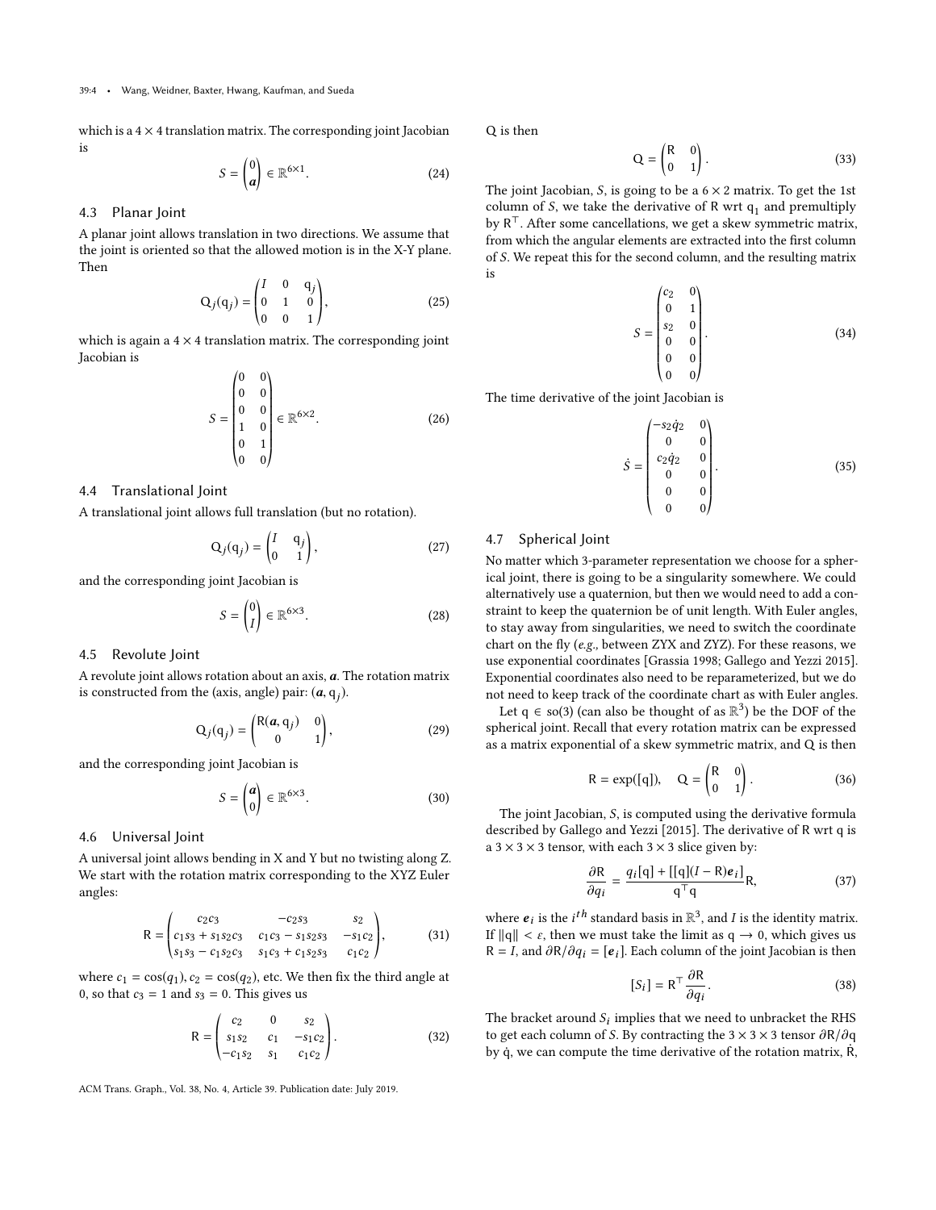which is a $4 \times 4$ translation matrix. The corresponding joint Jacobian is

$$S = \begin{pmatrix} 0 \\ \boldsymbol{a} \end{pmatrix} \in \mathbb{R}^{6\times 1}. \tag{24}$$

## 4.3 Planar Joint

A planar joint allows translation in two directions. We assume that the joint is oriented so that the allowed motion is in the X-Y plane. Then

$$\mathrm{Q}_j(\mathrm{q}_j) = \begin{pmatrix} I & 0 & \mathrm{q}_j \\ 0 & 1 & 0 \\ 0 & 0 & 1 \end{pmatrix}, \tag{25}$$

which is again a $4 \times 4$ translation matrix. The corresponding joint Jacobian is

$$S = \begin{pmatrix} 0 & 0 \\ 0 & 0 \\ 0 & 0 \\ 1 & 0 \\ 0 & 1 \\ 0 & 0 \end{pmatrix} \in \mathbb{R}^{6\times 2}. \tag{26}$$

## 4.4 Translational Joint

A translational joint allows full translation (but no rotation).

$$\mathrm{Q}_j(\mathrm{q}_j) = \begin{pmatrix} I & \mathrm{q}_j \\ 0 & 1 \end{pmatrix}, \tag{27}$$

and the corresponding joint Jacobian is

$$S = \begin{pmatrix} 0 \\ I \end{pmatrix} \in \mathbb{R}^{6\times 3}. \tag{28}$$

## 4.5 Revolute Joint

A revolute joint allows rotation about an axis, $\boldsymbol{a}$. The rotation matrix is constructed from the (axis, angle) pair: $(\boldsymbol{a}, \mathrm{q}_j)$.

$$\mathrm{Q}_j(\mathrm{q}_j) = \begin{pmatrix} \mathrm{R}(\boldsymbol{a}, \mathrm{q}_j) & 0 \\ 0 & 1 \end{pmatrix}, \tag{29}$$

and the corresponding joint Jacobian is

$$S = \begin{pmatrix} \boldsymbol{a} \\ 0 \end{pmatrix} \in \mathbb{R}^{6\times 3}. \tag{30}$$

## 4.6 Universal Joint

A universal joint allows bending in X and Y but no twisting along Z. We start with the rotation matrix corresponding to the XYZ Euler angles:

$$\mathrm{R} = \begin{pmatrix} c_2 c_3 & -c_2 s_3 & s_2 \\ c_1 s_3 + s_1 s_2 c_3 & c_1 c_3 - s_1 s_2 s_3 & -s_1 c_2 \\ s_1 s_3 - c_1 s_2 c_3 & s_1 c_3 + c_1 s_2 s_3 & c_1 c_2 \end{pmatrix}, \tag{31}$$

where $c_1 = \cos(q_1)$, $c_2 = \cos(q_2)$, etc. We then fix the third angle at 0, so that $c_3 = 1$ and $s_3 = 0$. This gives us

$$\mathrm{R} = \begin{pmatrix} c_2 & 0 & s_2 \\ s_1 s_2 & c_1 & -s_1 c_2 \\ -c_1 s_2 & s_1 & c_1 c_2 \end{pmatrix}. \tag{32}$$

Q is then

$$\mathrm{Q} = \begin{pmatrix} \mathrm{R} & 0 \\ 0 & 1 \end{pmatrix}. \tag{33}$$

The joint Jacobian, $S$, is going to be a $6 \times 2$ matrix. To get the 1st column of $S$, we take the derivative of R wrt $\mathrm{q}_1$ and premultiply by $\mathrm{R}^\top$. After some cancellations, we get a skew symmetric matrix, from which the angular elements are extracted into the first column of $S$. We repeat this for the second column, and the resulting matrix is

$$S = \begin{pmatrix} c_2 & 0 \\ 0 & 1 \\ s_2 & 0 \\ 0 & 0 \\ 0 & 0 \\ 0 & 0 \end{pmatrix}. \tag{34}$$

The time derivative of the joint Jacobian is

$$\dot{S} = \begin{pmatrix} -s_2 \dot{q}_2 & 0 \\ 0 & 0 \\ c_2 \dot{q}_2 & 0 \\ 0 & 0 \\ 0 & 0 \\ 0 & 0 \end{pmatrix}. \tag{35}$$

## 4.7 Spherical Joint

No matter which 3-parameter representation we choose for a spherical joint, there is going to be a singularity somewhere. We could alternatively use a quaternion, but then we would need to add a constraint to keep the quaternion be of unit length. With Euler angles, to stay away from singularities, we need to switch the coordinate chart on the fly (*e.g.*, between ZYX and ZYZ). For these reasons, we use exponential coordinates [Grassia 1998; Gallego and Yezzi 2015]. Exponential coordinates also need to be reparameterized, but we do not need to keep track of the coordinate chart as with Euler angles.

Let $\mathrm{q} \in so(3)$ (can also be thought of as $\mathbb{R}^3$) be the DOF of the spherical joint. Recall that every rotation matrix can be expressed as a matrix exponential of a skew symmetric matrix, and Q is then

$$\mathrm{R} = \exp([\mathrm{q}]), \quad \mathrm{Q} = \begin{pmatrix} \mathrm{R} & 0 \\ 0 & 1 \end{pmatrix}. \tag{36}$$

The joint Jacobian, $S$, is computed using the derivative formula described by Gallego and Yezzi [2015]. The derivative of R wrt q is a $3 \times 3 \times 3$ tensor, with each $3 \times 3$ slice given by:

$$\frac{\partial \mathrm{R}}{\partial q_i} = \frac{q_i[\mathrm{q}] + [[\mathrm{q}](I - \mathrm{R})\boldsymbol{e}_i]}{\mathrm{q}^\top \mathrm{q}} \mathrm{R}, \tag{37}$$

where $\boldsymbol{e}_i$ is the $i^{th}$ standard basis in $\mathbb{R}^3$, and $I$ is the identity matrix. If $\|\mathrm{q}\| < \varepsilon$, then we must take the limit as $\mathrm{q} \to 0$, which gives us $\mathrm{R} = I$, and $\partial \mathrm{R}/\partial q_i = [\boldsymbol{e}_i]$. Each column of the joint Jacobian is then

$$[S_i] = \mathrm{R}^\top \frac{\partial \mathrm{R}}{\partial q_i}. \tag{38}$$

The bracket around $S_i$ implies that we need to unbracket the RHS to get each column of $S$. By contracting the $3 \times 3 \times 3$ tensor $\partial \mathrm{R}/\partial \mathrm{q}$ by $\dot{\mathrm{q}}$, we can compute the time derivative of the rotation matrix, $\dot{\mathrm{R}}$,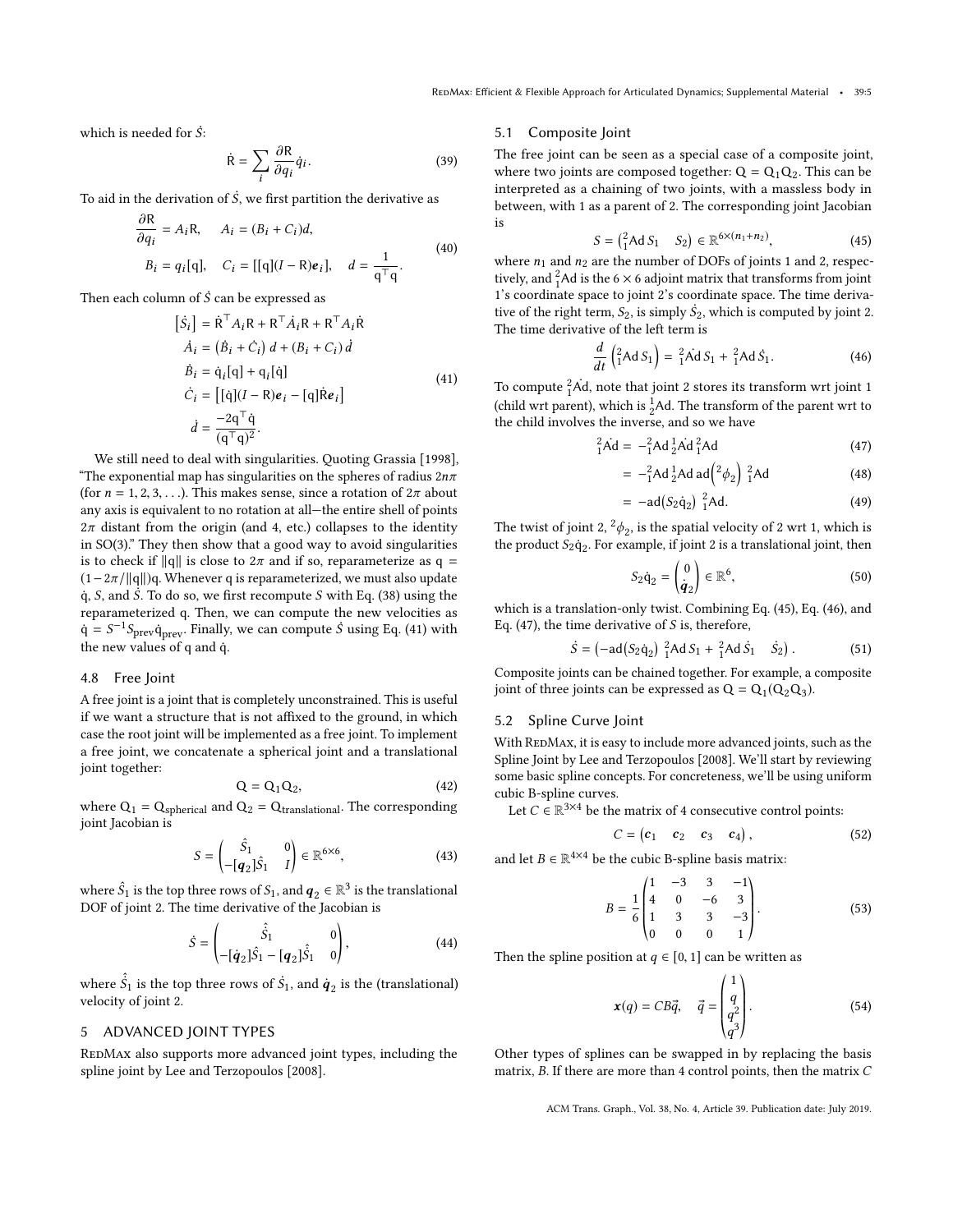which is needed for $\dot{S}$:

$$\dot{\mathrm{R}} = \sum_i \frac{\partial \mathrm{R}}{\partial q_i} \dot{q}_i. \tag{39}$$

To aid in the derivation of $\dot{S}$, we first partition the derivative as

$$\begin{aligned} \frac{\partial \mathrm{R}}{\partial q_i} &= A_i \mathrm{R}, \quad A_i = (B_i + C_i) d, \\ B_i &= q_i [\mathrm{q}], \quad C_i = [[\mathrm{q}](I - \mathrm{R}) \boldsymbol{e}_i], \quad d = \frac{1}{\mathrm{q}^\top \mathrm{q}}. \end{aligned} \tag{40}$$

Then each column of $\dot{S}$ can be expressed as

$$\begin{aligned} \left[\dot{S}_i\right] &= \dot{\mathrm{R}}^\top A_i \mathrm{R} + \mathrm{R}^\top \dot{A}_i \mathrm{R} + \mathrm{R}^\top A_i \dot{\mathrm{R}} \\ \dot{A}_i &= \left(\dot{B}_i + \dot{C}_i\right) d + \left(B_i + C_i\right) \dot{d} \\ \dot{B}_i &= \dot{\mathrm{q}}_i [\mathrm{q}] + \mathrm{q}_i [\dot{\mathrm{q}}] \\ \dot{C}_i &= \left[[\dot{\mathrm{q}}](I - \mathrm{R}) \boldsymbol{e}_i - [\mathrm{q}] \dot{\mathrm{R}} \boldsymbol{e}_i\right] \\ \dot{d} &= \frac{-2 \mathrm{q}^\top \dot{\mathrm{q}}}{(\mathrm{q}^\top \mathrm{q})^2}. \end{aligned} \tag{41}$$

We still need to deal with singularities. Quoting Grassia [1998], "The exponential map has singularities on the spheres of radius $2n\pi$ (for $n = 1, 2, 3, \ldots$). This makes sense, since a rotation of $2\pi$ about any axis is equivalent to no rotation at all—the entire shell of points $2\pi$ distant from the origin (and 4, etc.) collapses to the identity in SO(3)." They then show that a good way to avoid singularities is to check if $\|\mathrm{q}\|$ is close to $2\pi$ and if so, reparameterize as $\mathrm{q} = (1 - 2\pi/\|\mathrm{q}\|)\mathrm{q}$. Whenever q is reparameterized, we must also update $\dot{\mathrm{q}}$, $S$, and $\dot{S}$. To do so, we first recompute $S$ with Eq. (38) using the reparameterized q. Then, we can compute the new velocities as $\dot{\mathrm{q}} = S^{-1} S_{\text{prev}} \dot{\mathrm{q}}_{\text{prev}}$. Finally, we can compute $\dot{S}$ using Eq. (41) with the new values of q and $\dot{\mathrm{q}}$.

### 4.8 Free Joint

A free joint is a joint that is completely unconstrained. This is useful if we want a structure that is not affixed to the ground, in which case the root joint will be implemented as a free joint. To implement a free joint, we concatenate a spherical joint and a translational joint together:

$$\mathrm{Q} = \mathrm{Q}_1 \mathrm{Q}_2, \tag{42}$$

where $\mathrm{Q}_1 = \mathrm{Q}_{\text{spherical}}$ and $\mathrm{Q}_2 = \mathrm{Q}_{\text{translational}}$. The corresponding joint Jacobian is

$$S = \begin{pmatrix} \hat{S}_1 & 0 \\ -[\boldsymbol{q}_2]\hat{S}_1 & I \end{pmatrix} \in \mathbb{R}^{6 \times 6}, \tag{43}$$

where $\hat{S}_1$ is the top three rows of $S_1$, and $\boldsymbol{q}_2 \in \mathbb{R}^3$ is the translational DOF of joint 2. The time derivative of the Jacobian is

$$\dot{S} = \begin{pmatrix} \dot{\hat{S}}_1 & 0 \\ -[\dot{\boldsymbol{q}}_2]\hat{S}_1 - [\boldsymbol{q}_2]\dot{\hat{S}}_1 & 0 \end{pmatrix}, \tag{44}$$

where $\dot{\hat{S}}_1$ is the top three rows of $\dot{S}_1$, and $\dot{\boldsymbol{q}}_2$ is the (translational) velocity of joint 2.

## 5 ADVANCED JOINT TYPES

RedMax also supports more advanced joint types, including the spline joint by Lee and Terzopoulos [2008].

### 5.1 Composite Joint

The free joint can be seen as a special case of a composite joint, where two joints are composed together: $\mathrm{Q} = \mathrm{Q}_1 \mathrm{Q}_2$. This can be interpreted as a chaining of two joints, with a massless body in between, with 1 as a parent of 2. The corresponding joint Jacobian is

$$S = \begin{pmatrix} {}^2_1\mathrm{Ad}\, S_1 & S_2 \end{pmatrix} \in \mathbb{R}^{6 \times (n_1 + n_2)}, \tag{45}$$

where $n_1$ and $n_2$ are the number of DOFs of joints 1 and 2, respectively, and ${}^2_1\mathrm{Ad}$ is the $6 \times 6$ adjoint matrix that transforms from joint 1's coordinate space to joint 2's coordinate space. The time derivative of the right term, $S_2$, is simply $\dot{S}_2$, which is computed by joint 2. The time derivative of the left term is

$$\frac{d}{dt}\left({}^2_1\mathrm{Ad}\, S_1\right) = {}^2_1\dot{\mathrm{Ad}}\, S_1 + {}^2_1\mathrm{Ad}\, \dot{S}_1. \tag{46}$$

To compute ${}^2_1\dot{\mathrm{Ad}}$, note that joint 2 stores its transform wrt joint 1 (child wrt parent), which is ${}^1_2\mathrm{Ad}$. The transform of the parent wrt to the child involves the inverse, and so we have

$$\begin{aligned} {}^2_1\dot{\mathrm{Ad}} &= -{}^2_1\mathrm{Ad}\, {}^1_2\dot{\mathrm{Ad}}\, {}^2_1\mathrm{Ad} & (47) \\ &= -{}^2_1\mathrm{Ad}\, {}^1_2\mathrm{Ad}\, \mathrm{ad}\left({}^2\phi_2\right)\, {}^2_1\mathrm{Ad} & (48) \\ &= -\mathrm{ad}\left(S_2 \dot{\mathrm{q}}_2\right)\, {}^2_1\mathrm{Ad}. & (49) \end{aligned}$$

The twist of joint 2, ${}^2\phi_2$, is the spatial velocity of 2 wrt 1, which is the product $S_2 \dot{\mathrm{q}}_2$. For example, if joint 2 is a translational joint, then

$$S_2 \dot{\mathrm{q}}_2 = \begin{pmatrix} 0 \\ \dot{\boldsymbol{q}}_2 \end{pmatrix} \in \mathbb{R}^6, \tag{50}$$

which is a translation-only twist. Combining Eq. (45), Eq. (46), and Eq. (47), the time derivative of $S$ is, therefore,

$$\dot{S} = \begin{pmatrix} -\mathrm{ad}\left(S_2 \dot{\mathrm{q}}_2\right)\, {}^2_1\mathrm{Ad}\, S_1 + {}^2_1\mathrm{Ad}\, \dot{S}_1 & \dot{S}_2 \end{pmatrix}. \tag{51}$$

Composite joints can be chained together. For example, a composite joint of three joints can be expressed as $\mathrm{Q} = \mathrm{Q}_1(\mathrm{Q}_2 \mathrm{Q}_3)$.

### 5.2 Spline Curve Joint

With RedMax, it is easy to include more advanced joints, such as the Spline Joint by Lee and Terzopoulos [2008]. We'll start by reviewing some basic spline concepts. For concreteness, we'll be using uniform cubic B-spline curves.

Let $C \in \mathbb{R}^{3 \times 4}$ be the matrix of 4 consecutive control points:

$$C = \begin{pmatrix} \boldsymbol{c}_1 & \boldsymbol{c}_2 & \boldsymbol{c}_3 & \boldsymbol{c}_4 \end{pmatrix}, \tag{52}$$

and let $B \in \mathbb{R}^{4 \times 4}$ be the cubic B-spline basis matrix:

$$B = \frac{1}{6} \begin{pmatrix} 1 & -3 & 3 & -1 \\ 4 & 0 & -6 & 3 \\ 1 & 3 & 3 & -3 \\ 0 & 0 & 0 & 1 \end{pmatrix}. \tag{53}$$

Then the spline position at $q \in [0, 1]$ can be written as

$$\boldsymbol{x}(q) = C B \vec{q}, \quad \vec{q} = \begin{pmatrix} 1 \\ q \\ q^2 \\ q^3 \end{pmatrix}. \tag{54}$$

Other types of splines can be swapped in by replacing the basis matrix, $B$. If there are more than 4 control points, then the matrix $C$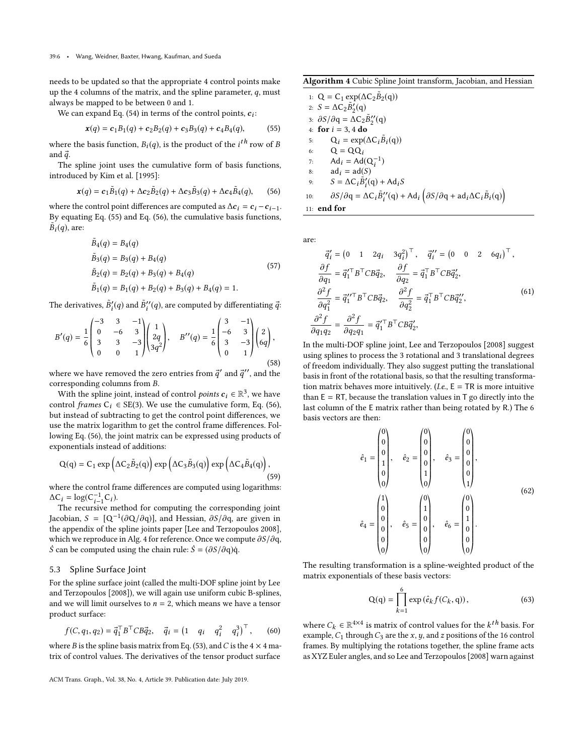needs to be updated so that the appropriate 4 control points make up the 4 columns of the matrix, and the spline parameter, $q$, must always be mapped to be between 0 and 1.

We can expand Eq. (54) in terms of the control points, $\boldsymbol{c}_i$:

$$\boldsymbol{x}(q) = \boldsymbol{c}_1 B_1(q) + \boldsymbol{c}_2 B_2(q) + \boldsymbol{c}_3 B_3(q) + \boldsymbol{c}_4 B_4(q), \tag{55}$$

where the basis function, $B_i(q)$, is the product of the $i^{th}$ row of $B$ and $\vec{q}$.

The spline joint uses the cumulative form of basis functions, introduced by Kim et al. [1995]:

$$\boldsymbol{x}(q) = \boldsymbol{c}_1 \tilde{B}_1(q) + \Delta\boldsymbol{c}_2 \tilde{B}_2(q) + \Delta\boldsymbol{c}_3 \tilde{B}_3(q) + \Delta\boldsymbol{c}_4 \tilde{B}_4(q), \tag{56}$$

where the control point differences are computed as $\Delta\boldsymbol{c}_i = \boldsymbol{c}_i - \boldsymbol{c}_{i-1}$. By equating Eq. (55) and Eq. (56), the cumulative basis functions, $\tilde{B}_i(q)$, are:

$$\begin{aligned}
\tilde{B}_4(q) &= B_4(q) \\
\tilde{B}_3(q) &= B_3(q) + B_4(q) \\
\tilde{B}_2(q) &= B_2(q) + B_3(q) + B_4(q) \\
\tilde{B}_1(q) &= B_1(q) + B_2(q) + B_3(q) + B_4(q) = 1.
\end{aligned} \tag{57}$$

The derivatives, $\tilde{B}'_i(q)$ and $\tilde{B}''_i(q)$, are computed by differentiating $\vec{q}$:

$$B'(q) = \frac{1}{6}\begin{pmatrix} -3 & 3 & -1 \\ 0 & -6 & 3 \\ 3 & 3 & -3 \\ 0 & 0 & 1 \end{pmatrix}\begin{pmatrix} 1 \\ 2q \\ 3q^2 \end{pmatrix}, \quad B''(q) = \frac{1}{6}\begin{pmatrix} 3 & -1 \\ -6 & 3 \\ 3 & -3 \\ 0 & 1 \end{pmatrix}\begin{pmatrix} 2 \\ 6q \end{pmatrix}, \tag{58}$$

where we have removed the zero entries from $\vec{q}'$ and $\vec{q}''$, and the corresponding columns from $B$.

With the spline joint, instead of control *points* $\boldsymbol{c}_i \in \mathbb{R}^3$, we have control *frames* $\mathsf{C}_i \in SE(3)$. We use the cumulative form, Eq. (56), but instead of subtracting to get the control point differences, we use the matrix logarithm to get the control frame differences. Following Eq. (56), the joint matrix can be expressed using products of exponentials instead of additions:

$$\mathsf{Q}(\mathsf{q}) = \mathsf{C}_1 \exp\left(\Delta\mathsf{C}_2 \tilde{B}_2(\mathsf{q})\right) \exp\left(\Delta\mathsf{C}_3 \tilde{B}_3(\mathsf{q})\right) \exp\left(\Delta\mathsf{C}_4 \tilde{B}_4(\mathsf{q})\right), \tag{59}$$

where the control frame differences are computed using logarithms: $\Delta\mathsf{C}_i = \log(\mathsf{C}_{i-1}^{-1}\mathsf{C}_i)$.

The recursive method for computing the corresponding joint Jacobian, $S = [\mathsf{Q}^{-1}(\partial\mathsf{Q}/\partial\mathsf{q})]$, and Hessian, $\partial S/\partial\mathsf{q}$, are given in the appendix of the spline joints paper [Lee and Terzopoulos 2008], which we reproduce in Alg. 4 for reference. Once we compute $\partial S/\partial\mathsf{q}$, $\dot{S}$ can be computed using the chain rule: $\dot{S} = (\partial S/\partial\mathsf{q})\dot{\mathsf{q}}$.

## 5.3 Spline Surface Joint

For the spline surface joint (called the multi-DOF spline joint by Lee and Terzopoulos [2008]), we will again use uniform cubic B-splines, and we will limit ourselves to $n = 2$, which means we have a tensor product surface:

$$f(C, q_1, q_2) = \vec{q}_1^\top B^\top C B \vec{q}_2, \quad \vec{q}_i = \begin{pmatrix} 1 & q_i & q_i^2 & q_i^3 \end{pmatrix}^\top, \tag{60}$$

where $B$ is the spline basis matrix from Eq. (53), and $C$ is the $4 \times 4$ matrix of control values. The derivatives of the tensor product surface are:

$$\begin{aligned}
&\vec{q}'_i = \begin{pmatrix} 0 & 1 & 2q_i & 3q_i^2 \end{pmatrix}^\top, \quad \vec{q}''_i = \begin{pmatrix} 0 & 0 & 2 & 6q_i \end{pmatrix}^\top, \\
&\frac{\partial f}{\partial q_1} = \vec{q}_1'^\top B^\top C B \vec{q}_2, \quad \frac{\partial f}{\partial q_2} = \vec{q}_1^\top B^\top C B \vec{q}'_2, \\
&\frac{\partial^2 f}{\partial q_1^2} = \vec{q}_1''^\top B^\top C B \vec{q}_2, \quad \frac{\partial^2 f}{\partial q_2^2} = \vec{q}_1^\top B^\top C B \vec{q}''_2, \\
&\frac{\partial^2 f}{\partial q_1 q_2} = \frac{\partial^2 f}{\partial q_2 q_1} = \vec{q}_1'^\top B^\top C B \vec{q}'_2,
\end{aligned} \tag{61}$$

In the multi-DOF spline joint, Lee and Terzopoulos [2008] suggest using splines to process the 3 rotational and 3 translational degrees of freedom individually. They also suggest putting the translational basis in front of the rotational basis, so that the resulting transformation matrix behaves more intuitively. (*I.e.*, $\mathsf{E} = \mathsf{TR}$ is more intuitive than $\mathsf{E} = \mathsf{RT}$, because the translation values in $\mathsf{T}$ go directly into the last column of the $\mathsf{E}$ matrix rather than being rotated by $\mathsf{R}$.) The 6 basis vectors are then:

$$\begin{aligned}
\hat{e}_1 &= \begin{pmatrix} 0 \\ 0 \\ 0 \\ 1 \\ 0 \\ 0 \end{pmatrix}, \quad \hat{e}_2 = \begin{pmatrix} 0 \\ 0 \\ 0 \\ 0 \\ 1 \\ 0 \end{pmatrix}, \quad \hat{e}_3 = \begin{pmatrix} 0 \\ 0 \\ 0 \\ 0 \\ 0 \\ 1 \end{pmatrix}, \\
\hat{e}_4 &= \begin{pmatrix} 1 \\ 0 \\ 0 \\ 0 \\ 0 \\ 0 \end{pmatrix}, \quad \hat{e}_5 = \begin{pmatrix} 0 \\ 1 \\ 0 \\ 0 \\ 0 \\ 0 \end{pmatrix}, \quad \hat{e}_6 = \begin{pmatrix} 0 \\ 0 \\ 1 \\ 0 \\ 0 \\ 0 \end{pmatrix}.
\end{aligned} \tag{62}$$

The resulting transformation is a spline-weighted product of the matrix exponentials of these basis vectors:

$$\mathsf{Q}(\mathsf{q}) = \prod_{k=1}^{6} \exp\left(\hat{e}_k f(C_k, \mathsf{q})\right), \tag{63}$$

where $C_k \in \mathbb{R}^{4\times 4}$ is matrix of control values for the $k^{th}$ basis. For example, $C_1$ through $C_3$ are the $x$, $y$, and $z$ positions of the 16 control frames. By multiplying the rotations together, the spline frame acts as XYZ Euler angles, and so Lee and Terzopoulos [2008] warn against

**Algorithm 4** Cubic Spline Joint transform, Jacobian, and Hessian

```
1:  Q = C_1 exp(ΔC_2 B̃_2(q))
2:  S = ΔC_2 B̃'_2(q)
3:  ∂S/∂q = ΔC_2 B̃''_2(q)
4:  for i = 3, 4 do
5:      Q_i = exp(ΔC_i B̃_i(q))
6:      Q = Q Q_i
7:      Ad_i = Ad(Q_i^{-1})
8:      ad_i = ad(S)
9:      S = ΔC_i B̃'_i(q) + Ad_i S
10:     ∂S/∂q = ΔC_i B̃''_i(q) + Ad_i (∂S/∂q + ad_i ΔC_i B̃_i(q))
11: end for
```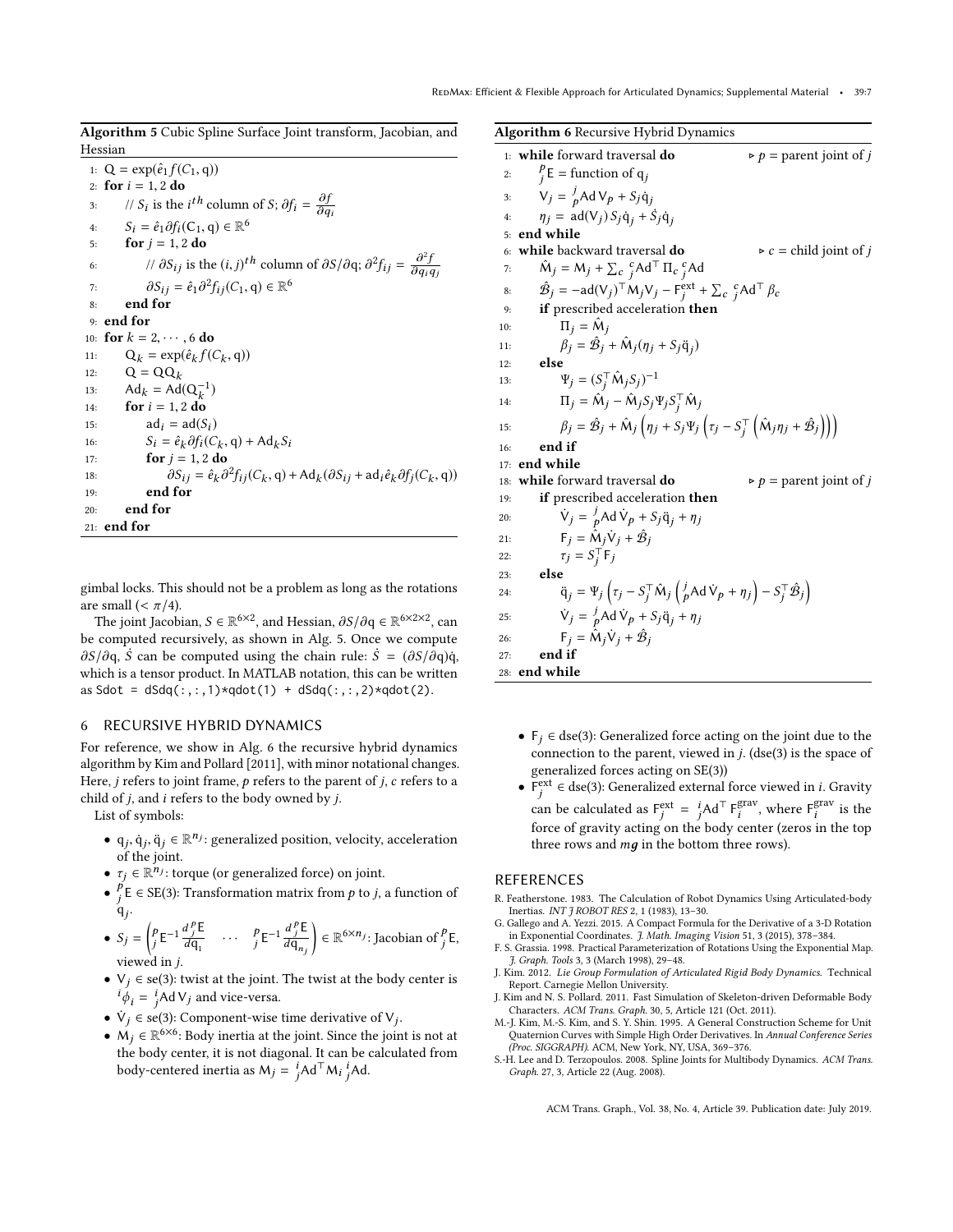**Algorithm 5** Cubic Spline Surface Joint transform, Jacobian, and Hessian

```
1:  Q = exp(ê_1 f(C_1, q))
2:  for i = 1, 2 do
3:      // S_i is the i^th column of S; ∂f_i = ∂f/∂q_i
4:      S_i = ê_1 ∂f_i(C_1, q) ∈ ℝ^6
5:      for j = 1, 2 do
6:          // ∂S_ij is the (i, j)^th column of ∂S/∂q; ∂²f_ij = ∂²f/∂q_i q_j
7:          ∂S_ij = ê_1 ∂²f_ij(C_1, q) ∈ ℝ^6
8:      end for
9:  end for
10: for k = 2, ··· , 6 do
11:     Q_k = exp(ê_k f(C_k, q))
12:     Q = Q Q_k
13:     Ad_k = Ad(Q_k^{-1})
14:     for i = 1, 2 do
15:         ad_i = ad(S_i)
16:         S_i = ê_k ∂f_i(C_k, q) + Ad_k S_i
17:         for j = 1, 2 do
18:             ∂S_ij = ê_k ∂²f_ij(C_k, q) + Ad_k(∂S_ij + ad_i ê_k ∂f_j(C_k, q))
19:         end for
20:     end for
21: end for
```

gimbal locks. This should not be a problem as long as the rotations are small ($< \pi/4$).

The joint Jacobian, $S \in \mathbb{R}^{6\times2}$, and Hessian, $\partial S/\partial \mathrm{q} \in \mathbb{R}^{6\times2\times2}$, can be computed recursively, as shown in Alg. 5. Once we compute $\partial S/\partial \mathrm{q}$, $\dot{S}$ can be computed using the chain rule: $\dot{S} = (\partial S/\partial \mathrm{q})\dot{\mathrm{q}}$, which is a tensor product. In MATLAB notation, this can be written as `Sdot = dSdq(:,:,1)*qdot(1) + dSdq(:,:,2)*qdot(2)`.

## 6 RECURSIVE HYBRID DYNAMICS

For reference, we show in Alg. 6 the recursive hybrid dynamics algorithm by Kim and Pollard [2011], with minor notational changes. Here, $j$ refers to joint frame, $p$ refers to the parent of $j$, $c$ refers to a child of $j$, and $i$ refers to the body owned by $j$.

List of symbols:

- $\mathrm{q}_j, \dot{\mathrm{q}}_j, \ddot{\mathrm{q}}_j \in \mathbb{R}^{n_j}$: generalized position, velocity, acceleration of the joint.
- $\tau_j \in \mathbb{R}^{n_j}$: torque (or generalized force) on joint.
- ${}^p_j\mathsf{E} \in SE(3)$: Transformation matrix from $p$ to $j$, a function of $\mathrm{q}_j$.
- $S_j = \begin{pmatrix} {}^p_j\mathsf{E}^{-1}\frac{d\,{}^p_j\mathsf{E}}{d\mathrm{q}_1} & \cdots & {}^p_j\mathsf{E}^{-1}\frac{d\,{}^p_j\mathsf{E}}{d\mathrm{q}_{n_j}} \end{pmatrix} \in \mathbb{R}^{6\times n_j}$: Jacobian of ${}^p_j\mathsf{E}$, viewed in $j$.
- $\mathsf{V}_j \in se(3)$: twist at the joint. The twist at the body center is ${}^i\phi_i = {}^i_j\mathsf{Ad}\,\mathsf{V}_j$ and vice-versa.
- $\dot{\mathsf{V}}_j \in se(3)$: Component-wise time derivative of $\mathsf{V}_j$.
- $\mathsf{M}_j \in \mathbb{R}^{6\times6}$: Body inertia at the joint. Since the joint is not at the body center, it is not diagonal. It can be calculated from body-centered inertia as $\mathsf{M}_j = {}^i_j\mathsf{Ad}^\top \mathsf{M}_i\, {}^i_j\mathsf{Ad}$.

**Algorithm 6** Recursive Hybrid Dynamics

```
1:  while forward traversal do                          ▷ p = parent joint of j
2:      ^p_j E = function of q_j
3:      V_j = ^j_p Ad V_p + S_j q̇_j
4:      η_j = ad(V_j) S_j q̇_j + Ṡ_j q̇_j
5:  end while
6:  while backward traversal do                         ▷ c = child joint of j
7:      M̂_j = M_j + Σ_c ^c_j Ad^⊤ Π_c ^c_j Ad
8:      𝓑̂_j = −ad(V_j)^⊤ M_j V_j − F_j^ext + Σ_c ^c_j Ad^⊤ β_c
9:      if prescribed acceleration then
10:         Π_j = M̂_j
11:         β_j = 𝓑̂_j + M̂_j(η_j + S_j q̈_j)
12:     else
13:         Ψ_j = (S_j^⊤ M̂_j S_j)^{-1}
14:         Π_j = M̂_j − M̂_j S_j Ψ_j S_j^⊤ M̂_j
15:         β_j = 𝓑̂_j + M̂_j (η_j + S_j Ψ_j (τ_j − S_j^⊤ (M̂_j η_j + 𝓑̂_j)))
16:     end if
17: end while
18: while forward traversal do                          ▷ p = parent joint of j
19:     if prescribed acceleration then
20:         V̇_j = ^j_p Ad V̇_p + S_j q̈_j + η_j
21:         F_j = M̂_j V̇_j + 𝓑̂_j
22:         τ_j = S_j^⊤ F_j
23:     else
24:         q̈_j = Ψ_j (τ_j − S_j^⊤ M̂_j (^j_p Ad V̇_p + η_j) − S_j^⊤ 𝓑̂_j)
25:         V̇_j = ^j_p Ad V̇_p + S_j q̈_j + η_j
26:         F_j = M̂_j V̇_j + 𝓑̂_j
27:     end if
28: end while
```

- $\mathsf{F}_j \in dse(3)$: Generalized force acting on the joint due to the connection to the parent, viewed in $j$. ($dse(3)$ is the space of generalized forces acting on $SE(3)$)
- $\mathsf{F}^{\mathrm{ext}}_j \in dse(3)$: Generalized external force viewed in $i$. Gravity can be calculated as $\mathsf{F}^{\mathrm{ext}}_j = {}^i_j\mathsf{Ad}^\top \mathsf{F}^{\mathrm{grav}}_i$, where $\mathsf{F}^{\mathrm{grav}}_i$ is the force of gravity acting on the body center (zeros in the top three rows and $m\boldsymbol{g}$ in the bottom three rows).

## REFERENCES

R. Featherstone. 1983. The Calculation of Robot Dynamics Using Articulated-body Inertias. *INT J ROBOT RES* 2, 1 (1983), 13–30.

G. Gallego and A. Yezzi. 2015. A Compact Formula for the Derivative of a 3-D Rotation in Exponential Coordinates. *J. Math. Imaging Vision* 51, 3 (2015), 378–384.

F. S. Grassia. 1998. Practical Parameterization of Rotations Using the Exponential Map. *J. Graph. Tools* 3, 3 (March 1998), 29–48.

J. Kim. 2012. *Lie Group Formulation of Articulated Rigid Body Dynamics*. Technical Report. Carnegie Mellon University.

J. Kim and N. S. Pollard. 2011. Fast Simulation of Skeleton-driven Deformable Body Characters. *ACM Trans. Graph.* 30, 5, Article 121 (Oct. 2011).

M.-J. Kim, M.-S. Kim, and S. Y. Shin. 1995. A General Construction Scheme for Unit Quaternion Curves with Simple High Order Derivatives. In *Annual Conference Series (Proc. SIGGRAPH)*. ACM, New York, NY, USA, 369–376.

S.-H. Lee and D. Terzopoulos. 2008. Spline Joints for Multibody Dynamics. *ACM Trans. Graph.* 27, 3, Article 22 (Aug. 2008).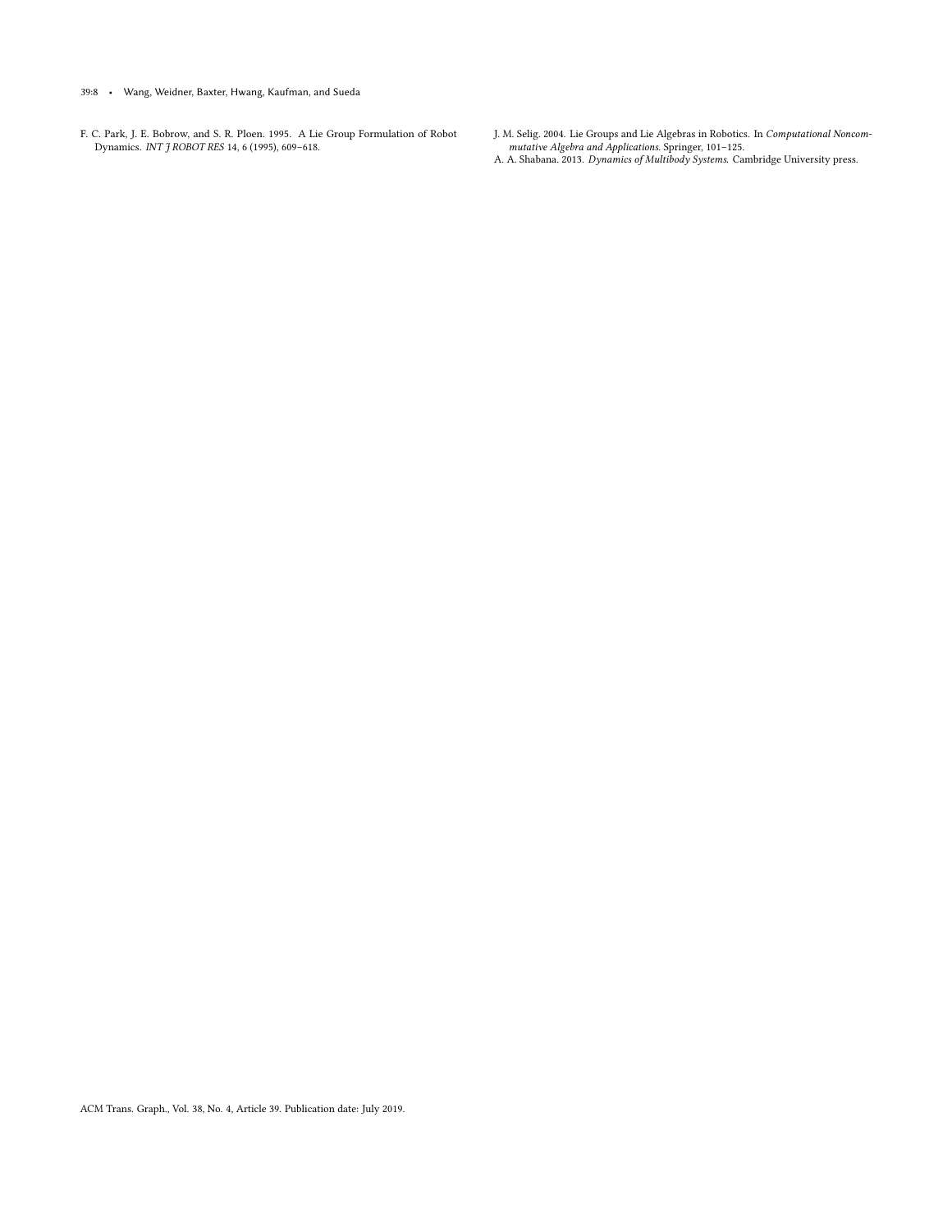F. C. Park, J. E. Bobrow, and S. R. Ploen. 1995. A Lie Group Formulation of Robot Dynamics. *INT J ROBOT RES* 14, 6 (1995), 609–618.

J. M. Selig. 2004. Lie Groups and Lie Algebras in Robotics. In *Computational Noncommutative Algebra and Applications*. Springer, 101–125.

A. A. Shabana. 2013. *Dynamics of Multibody Systems*. Cambridge University press.